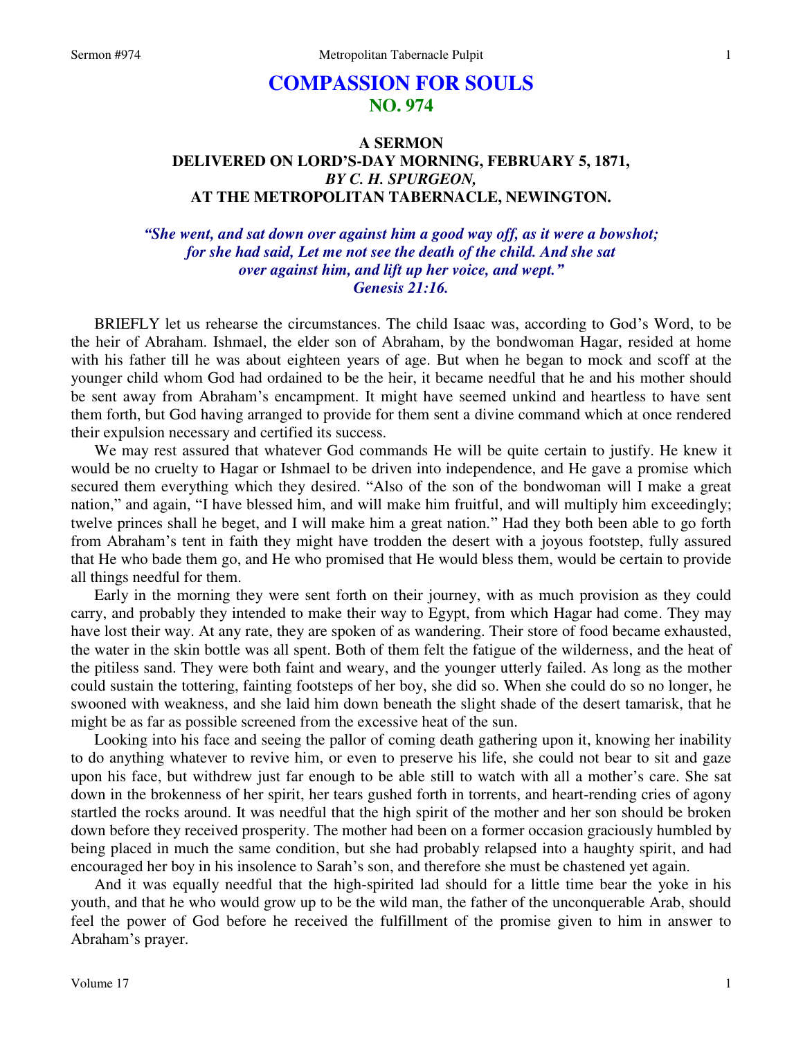# COMPASSION FOR SOULS
## NO. 974

### A SERMON
### DELIVERED ON LORD'S-DAY MORNING, FEBRUARY 5, 1871,
### *BY C. H. SPURGEON,*
### AT THE METROPOLITAN TABERNACLE, NEWINGTON.

*"She went, and sat down over against him a good way off, as it were a bowshot; for she had said, Let me not see the death of the child. And she sat over against him, and lift up her voice, and wept." Genesis 21:16.*

BRIEFLY let us rehearse the circumstances. The child Isaac was, according to God's Word, to be the heir of Abraham. Ishmael, the elder son of Abraham, by the bondwoman Hagar, resided at home with his father till he was about eighteen years of age. But when he began to mock and scoff at the younger child whom God had ordained to be the heir, it became needful that he and his mother should be sent away from Abraham's encampment. It might have seemed unkind and heartless to have sent them forth, but God having arranged to provide for them sent a divine command which at once rendered their expulsion necessary and certified its success.

We may rest assured that whatever God commands He will be quite certain to justify. He knew it would be no cruelty to Hagar or Ishmael to be driven into independence, and He gave a promise which secured them everything which they desired. "Also of the son of the bondwoman will I make a great nation," and again, "I have blessed him, and will make him fruitful, and will multiply him exceedingly; twelve princes shall he beget, and I will make him a great nation." Had they both been able to go forth from Abraham's tent in faith they might have trodden the desert with a joyous footstep, fully assured that He who bade them go, and He who promised that He would bless them, would be certain to provide all things needful for them.

Early in the morning they were sent forth on their journey, with as much provision as they could carry, and probably they intended to make their way to Egypt, from which Hagar had come. They may have lost their way. At any rate, they are spoken of as wandering. Their store of food became exhausted, the water in the skin bottle was all spent. Both of them felt the fatigue of the wilderness, and the heat of the pitiless sand. They were both faint and weary, and the younger utterly failed. As long as the mother could sustain the tottering, fainting footsteps of her boy, she did so. When she could do so no longer, he swooned with weakness, and she laid him down beneath the slight shade of the desert tamarisk, that he might be as far as possible screened from the excessive heat of the sun.

Looking into his face and seeing the pallor of coming death gathering upon it, knowing her inability to do anything whatever to revive him, or even to preserve his life, she could not bear to sit and gaze upon his face, but withdrew just far enough to be able still to watch with all a mother's care. She sat down in the brokenness of her spirit, her tears gushed forth in torrents, and heart-rending cries of agony startled the rocks around. It was needful that the high spirit of the mother and her son should be broken down before they received prosperity. The mother had been on a former occasion graciously humbled by being placed in much the same condition, but she had probably relapsed into a haughty spirit, and had encouraged her boy in his insolence to Sarah's son, and therefore she must be chastened yet again.

And it was equally needful that the high-spirited lad should for a little time bear the yoke in his youth, and that he who would grow up to be the wild man, the father of the unconquerable Arab, should feel the power of God before he received the fulfillment of the promise given to him in answer to Abraham's prayer.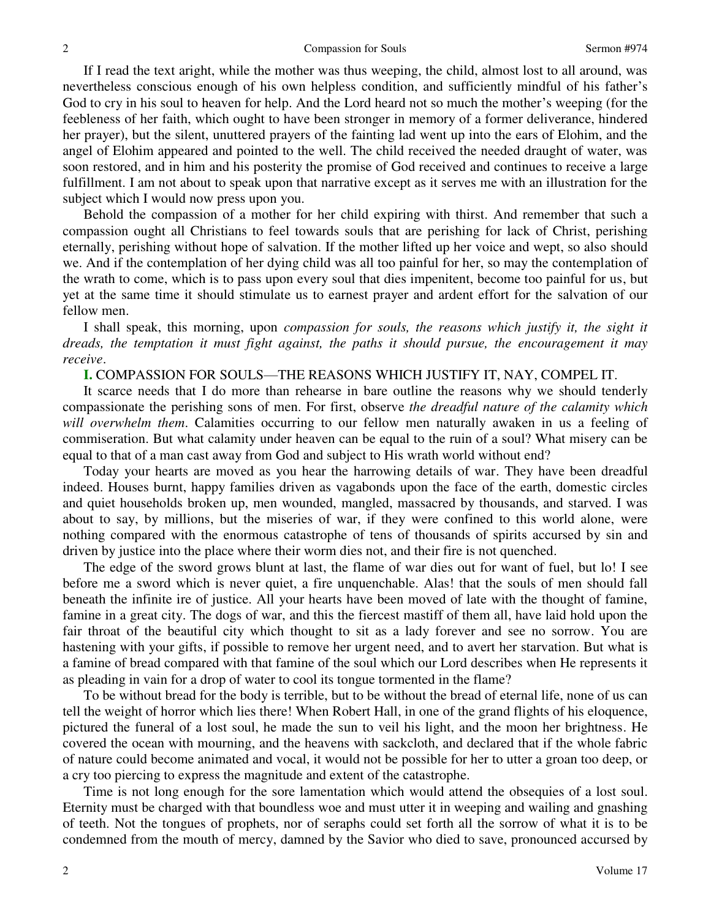If I read the text aright, while the mother was thus weeping, the child, almost lost to all around, was nevertheless conscious enough of his own helpless condition, and sufficiently mindful of his father's God to cry in his soul to heaven for help. And the Lord heard not so much the mother's weeping (for the feebleness of her faith, which ought to have been stronger in memory of a former deliverance, hindered her prayer), but the silent, unuttered prayers of the fainting lad went up into the ears of Elohim, and the angel of Elohim appeared and pointed to the well. The child received the needed draught of water, was soon restored, and in him and his posterity the promise of God received and continues to receive a large fulfillment. I am not about to speak upon that narrative except as it serves me with an illustration for the subject which I would now press upon you.

Behold the compassion of a mother for her child expiring with thirst. And remember that such a compassion ought all Christians to feel towards souls that are perishing for lack of Christ, perishing eternally, perishing without hope of salvation. If the mother lifted up her voice and wept, so also should we. And if the contemplation of her dying child was all too painful for her, so may the contemplation of the wrath to come, which is to pass upon every soul that dies impenitent, become too painful for us, but yet at the same time it should stimulate us to earnest prayer and ardent effort for the salvation of our fellow men.

I shall speak, this morning, upon *compassion for souls, the reasons which justify it, the sight it dreads, the temptation it must fight against, the paths it should pursue, the encouragement it may receive*.

**I.** COMPASSION FOR SOULS—THE REASONS WHICH JUSTIFY IT, NAY, COMPEL IT.

It scarce needs that I do more than rehearse in bare outline the reasons why we should tenderly compassionate the perishing sons of men. For first, observe *the dreadful nature of the calamity which will overwhelm them*. Calamities occurring to our fellow men naturally awaken in us a feeling of commiseration. But what calamity under heaven can be equal to the ruin of a soul? What misery can be equal to that of a man cast away from God and subject to His wrath world without end?

Today your hearts are moved as you hear the harrowing details of war. They have been dreadful indeed. Houses burnt, happy families driven as vagabonds upon the face of the earth, domestic circles and quiet households broken up, men wounded, mangled, massacred by thousands, and starved. I was about to say, by millions, but the miseries of war, if they were confined to this world alone, were nothing compared with the enormous catastrophe of tens of thousands of spirits accursed by sin and driven by justice into the place where their worm dies not, and their fire is not quenched.

The edge of the sword grows blunt at last, the flame of war dies out for want of fuel, but lo! I see before me a sword which is never quiet, a fire unquenchable. Alas! that the souls of men should fall beneath the infinite ire of justice. All your hearts have been moved of late with the thought of famine, famine in a great city. The dogs of war, and this the fiercest mastiff of them all, have laid hold upon the fair throat of the beautiful city which thought to sit as a lady forever and see no sorrow. You are hastening with your gifts, if possible to remove her urgent need, and to avert her starvation. But what is a famine of bread compared with that famine of the soul which our Lord describes when He represents it as pleading in vain for a drop of water to cool its tongue tormented in the flame?

To be without bread for the body is terrible, but to be without the bread of eternal life, none of us can tell the weight of horror which lies there! When Robert Hall, in one of the grand flights of his eloquence, pictured the funeral of a lost soul, he made the sun to veil his light, and the moon her brightness. He covered the ocean with mourning, and the heavens with sackcloth, and declared that if the whole fabric of nature could become animated and vocal, it would not be possible for her to utter a groan too deep, or a cry too piercing to express the magnitude and extent of the catastrophe.

Time is not long enough for the sore lamentation which would attend the obsequies of a lost soul. Eternity must be charged with that boundless woe and must utter it in weeping and wailing and gnashing of teeth. Not the tongues of prophets, nor of seraphs could set forth all the sorrow of what it is to be condemned from the mouth of mercy, damned by the Savior who died to save, pronounced accursed by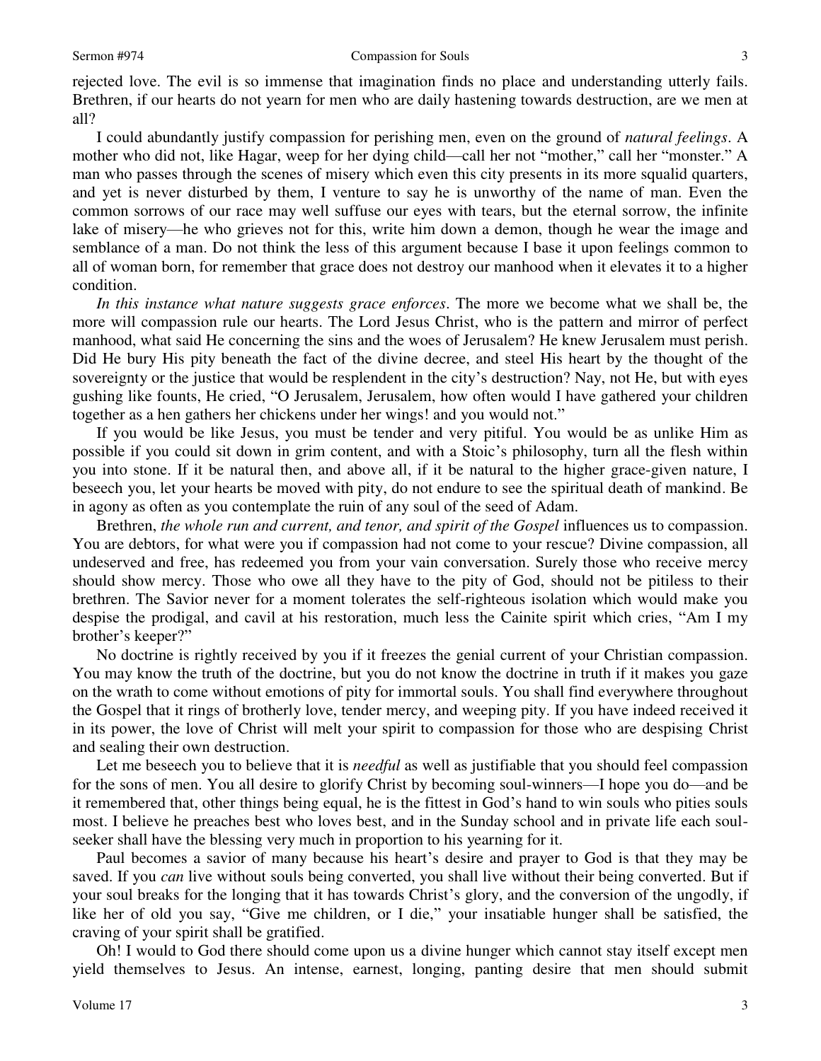rejected love. The evil is so immense that imagination finds no place and understanding utterly fails. Brethren, if our hearts do not yearn for men who are daily hastening towards destruction, are we men at all?

I could abundantly justify compassion for perishing men, even on the ground of *natural feelings*. A mother who did not, like Hagar, weep for her dying child—call her not "mother," call her "monster." A man who passes through the scenes of misery which even this city presents in its more squalid quarters, and yet is never disturbed by them, I venture to say he is unworthy of the name of man. Even the common sorrows of our race may well suffuse our eyes with tears, but the eternal sorrow, the infinite lake of misery—he who grieves not for this, write him down a demon, though he wear the image and semblance of a man. Do not think the less of this argument because I base it upon feelings common to all of woman born, for remember that grace does not destroy our manhood when it elevates it to a higher condition.

*In this instance what nature suggests grace enforces*. The more we become what we shall be, the more will compassion rule our hearts. The Lord Jesus Christ, who is the pattern and mirror of perfect manhood, what said He concerning the sins and the woes of Jerusalem? He knew Jerusalem must perish. Did He bury His pity beneath the fact of the divine decree, and steel His heart by the thought of the sovereignty or the justice that would be resplendent in the city's destruction? Nay, not He, but with eyes gushing like founts, He cried, "O Jerusalem, Jerusalem, how often would I have gathered your children together as a hen gathers her chickens under her wings! and you would not."

If you would be like Jesus, you must be tender and very pitiful. You would be as unlike Him as possible if you could sit down in grim content, and with a Stoic's philosophy, turn all the flesh within you into stone. If it be natural then, and above all, if it be natural to the higher grace-given nature, I beseech you, let your hearts be moved with pity, do not endure to see the spiritual death of mankind. Be in agony as often as you contemplate the ruin of any soul of the seed of Adam.

Brethren, *the whole run and current, and tenor, and spirit of the Gospel* influences us to compassion. You are debtors, for what were you if compassion had not come to your rescue? Divine compassion, all undeserved and free, has redeemed you from your vain conversation. Surely those who receive mercy should show mercy. Those who owe all they have to the pity of God, should not be pitiless to their brethren. The Savior never for a moment tolerates the self-righteous isolation which would make you despise the prodigal, and cavil at his restoration, much less the Cainite spirit which cries, "Am I my brother's keeper?"

No doctrine is rightly received by you if it freezes the genial current of your Christian compassion. You may know the truth of the doctrine, but you do not know the doctrine in truth if it makes you gaze on the wrath to come without emotions of pity for immortal souls. You shall find everywhere throughout the Gospel that it rings of brotherly love, tender mercy, and weeping pity. If you have indeed received it in its power, the love of Christ will melt your spirit to compassion for those who are despising Christ and sealing their own destruction.

Let me beseech you to believe that it is *needful* as well as justifiable that you should feel compassion for the sons of men. You all desire to glorify Christ by becoming soul-winners—I hope you do—and be it remembered that, other things being equal, he is the fittest in God's hand to win souls who pities souls most. I believe he preaches best who loves best, and in the Sunday school and in private life each soul-seeker shall have the blessing very much in proportion to his yearning for it.

Paul becomes a savior of many because his heart's desire and prayer to God is that they may be saved. If you *can* live without souls being converted, you shall live without their being converted. But if your soul breaks for the longing that it has towards Christ's glory, and the conversion of the ungodly, if like her of old you say, "Give me children, or I die," your insatiable hunger shall be satisfied, the craving of your spirit shall be gratified.

Oh! I would to God there should come upon us a divine hunger which cannot stay itself except men yield themselves to Jesus. An intense, earnest, longing, panting desire that men should submit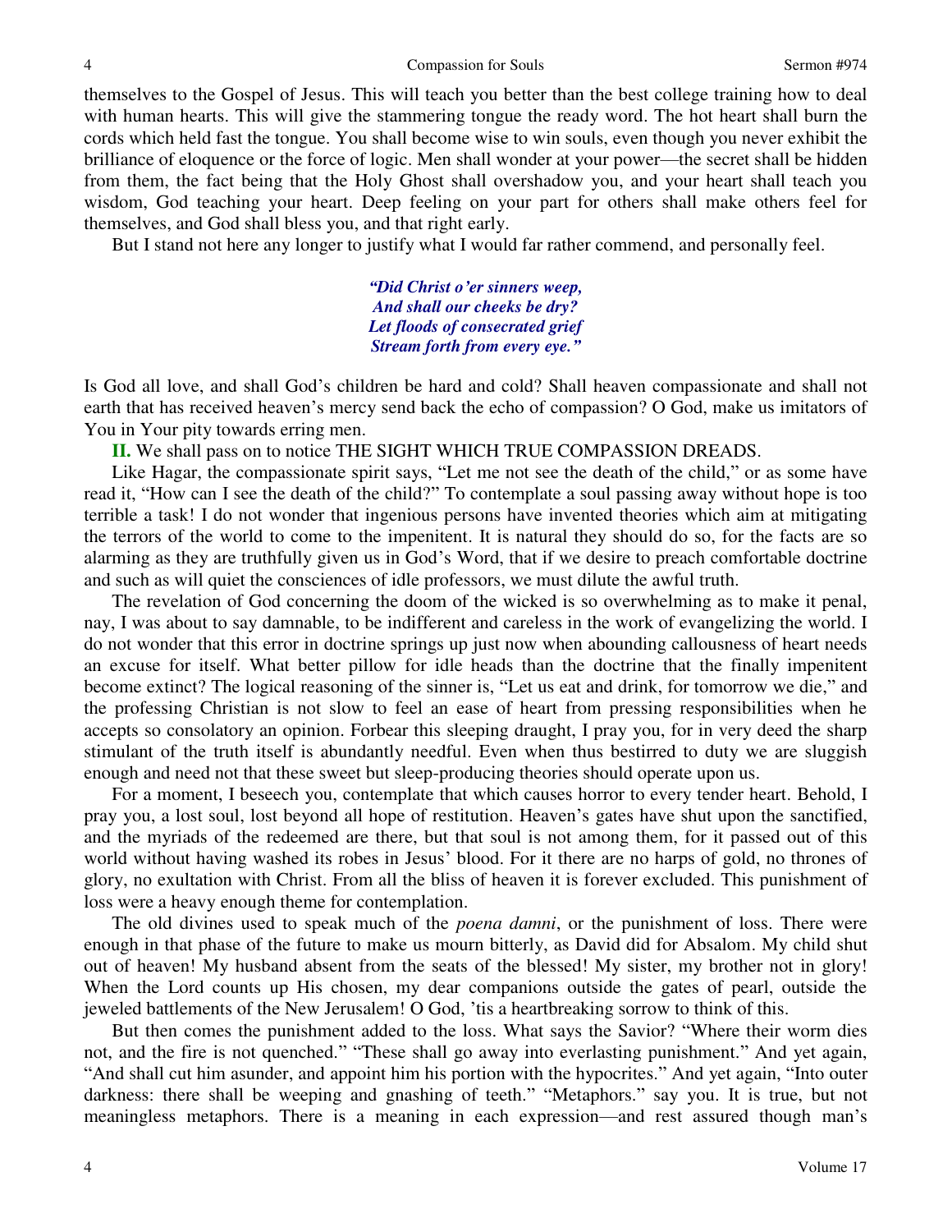themselves to the Gospel of Jesus. This will teach you better than the best college training how to deal with human hearts. This will give the stammering tongue the ready word. The hot heart shall burn the cords which held fast the tongue. You shall become wise to win souls, even though you never exhibit the brilliance of eloquence or the force of logic. Men shall wonder at your power—the secret shall be hidden from them, the fact being that the Holy Ghost shall overshadow you, and your heart shall teach you wisdom, God teaching your heart. Deep feeling on your part for others shall make others feel for themselves, and God shall bless you, and that right early.

But I stand not here any longer to justify what I would far rather commend, and personally feel.

> *"Did Christ o'er sinners weep,*
> *And shall our cheeks be dry?*
> *Let floods of consecrated grief*
> *Stream forth from every eye."*

Is God all love, and shall God's children be hard and cold? Shall heaven compassionate and shall not earth that has received heaven's mercy send back the echo of compassion? O God, make us imitators of You in Your pity towards erring men.

**II.** We shall pass on to notice THE SIGHT WHICH TRUE COMPASSION DREADS.

Like Hagar, the compassionate spirit says, "Let me not see the death of the child," or as some have read it, "How can I see the death of the child?" To contemplate a soul passing away without hope is too terrible a task! I do not wonder that ingenious persons have invented theories which aim at mitigating the terrors of the world to come to the impenitent. It is natural they should do so, for the facts are so alarming as they are truthfully given us in God's Word, that if we desire to preach comfortable doctrine and such as will quiet the consciences of idle professors, we must dilute the awful truth.

The revelation of God concerning the doom of the wicked is so overwhelming as to make it penal, nay, I was about to say damnable, to be indifferent and careless in the work of evangelizing the world. I do not wonder that this error in doctrine springs up just now when abounding callousness of heart needs an excuse for itself. What better pillow for idle heads than the doctrine that the finally impenitent become extinct? The logical reasoning of the sinner is, "Let us eat and drink, for tomorrow we die," and the professing Christian is not slow to feel an ease of heart from pressing responsibilities when he accepts so consolatory an opinion. Forbear this sleeping draught, I pray you, for in very deed the sharp stimulant of the truth itself is abundantly needful. Even when thus bestirred to duty we are sluggish enough and need not that these sweet but sleep-producing theories should operate upon us.

For a moment, I beseech you, contemplate that which causes horror to every tender heart. Behold, I pray you, a lost soul, lost beyond all hope of restitution. Heaven's gates have shut upon the sanctified, and the myriads of the redeemed are there, but that soul is not among them, for it passed out of this world without having washed its robes in Jesus' blood. For it there are no harps of gold, no thrones of glory, no exultation with Christ. From all the bliss of heaven it is forever excluded. This punishment of loss were a heavy enough theme for contemplation.

The old divines used to speak much of the *poena damni*, or the punishment of loss. There were enough in that phase of the future to make us mourn bitterly, as David did for Absalom. My child shut out of heaven! My husband absent from the seats of the blessed! My sister, my brother not in glory! When the Lord counts up His chosen, my dear companions outside the gates of pearl, outside the jeweled battlements of the New Jerusalem! O God, 'tis a heartbreaking sorrow to think of this.

But then comes the punishment added to the loss. What says the Savior? "Where their worm dies not, and the fire is not quenched." "These shall go away into everlasting punishment." And yet again, "And shall cut him asunder, and appoint him his portion with the hypocrites." And yet again, "Into outer darkness: there shall be weeping and gnashing of teeth." "Metaphors." say you. It is true, but not meaningless metaphors. There is a meaning in each expression—and rest assured though man's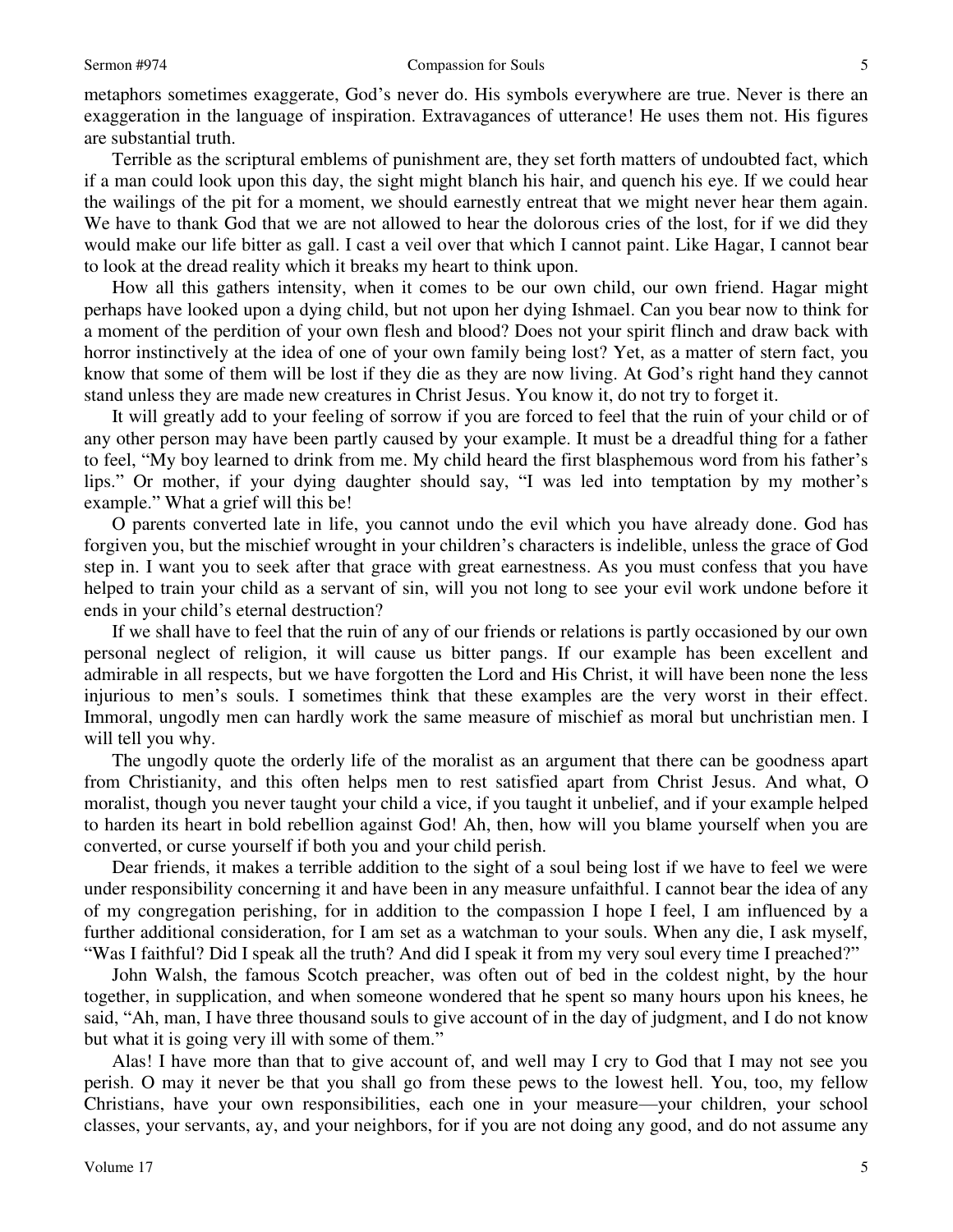metaphors sometimes exaggerate, God's never do. His symbols everywhere are true. Never is there an exaggeration in the language of inspiration. Extravagances of utterance! He uses them not. His figures are substantial truth.

Terrible as the scriptural emblems of punishment are, they set forth matters of undoubted fact, which if a man could look upon this day, the sight might blanch his hair, and quench his eye. If we could hear the wailings of the pit for a moment, we should earnestly entreat that we might never hear them again. We have to thank God that we are not allowed to hear the dolorous cries of the lost, for if we did they would make our life bitter as gall. I cast a veil over that which I cannot paint. Like Hagar, I cannot bear to look at the dread reality which it breaks my heart to think upon.

How all this gathers intensity, when it comes to be our own child, our own friend. Hagar might perhaps have looked upon a dying child, but not upon her dying Ishmael. Can you bear now to think for a moment of the perdition of your own flesh and blood? Does not your spirit flinch and draw back with horror instinctively at the idea of one of your own family being lost? Yet, as a matter of stern fact, you know that some of them will be lost if they die as they are now living. At God's right hand they cannot stand unless they are made new creatures in Christ Jesus. You know it, do not try to forget it.

It will greatly add to your feeling of sorrow if you are forced to feel that the ruin of your child or of any other person may have been partly caused by your example. It must be a dreadful thing for a father to feel, "My boy learned to drink from me. My child heard the first blasphemous word from his father's lips." Or mother, if your dying daughter should say, "I was led into temptation by my mother's example." What a grief will this be!

O parents converted late in life, you cannot undo the evil which you have already done. God has forgiven you, but the mischief wrought in your children's characters is indelible, unless the grace of God step in. I want you to seek after that grace with great earnestness. As you must confess that you have helped to train your child as a servant of sin, will you not long to see your evil work undone before it ends in your child's eternal destruction?

If we shall have to feel that the ruin of any of our friends or relations is partly occasioned by our own personal neglect of religion, it will cause us bitter pangs. If our example has been excellent and admirable in all respects, but we have forgotten the Lord and His Christ, it will have been none the less injurious to men's souls. I sometimes think that these examples are the very worst in their effect. Immoral, ungodly men can hardly work the same measure of mischief as moral but unchristian men. I will tell you why.

The ungodly quote the orderly life of the moralist as an argument that there can be goodness apart from Christianity, and this often helps men to rest satisfied apart from Christ Jesus. And what, O moralist, though you never taught your child a vice, if you taught it unbelief, and if your example helped to harden its heart in bold rebellion against God! Ah, then, how will you blame yourself when you are converted, or curse yourself if both you and your child perish.

Dear friends, it makes a terrible addition to the sight of a soul being lost if we have to feel we were under responsibility concerning it and have been in any measure unfaithful. I cannot bear the idea of any of my congregation perishing, for in addition to the compassion I hope I feel, I am influenced by a further additional consideration, for I am set as a watchman to your souls. When any die, I ask myself, "Was I faithful? Did I speak all the truth? And did I speak it from my very soul every time I preached?"

John Walsh, the famous Scotch preacher, was often out of bed in the coldest night, by the hour together, in supplication, and when someone wondered that he spent so many hours upon his knees, he said, "Ah, man, I have three thousand souls to give account of in the day of judgment, and I do not know but what it is going very ill with some of them."

Alas! I have more than that to give account of, and well may I cry to God that I may not see you perish. O may it never be that you shall go from these pews to the lowest hell. You, too, my fellow Christians, have your own responsibilities, each one in your measure—your children, your school classes, your servants, ay, and your neighbors, for if you are not doing any good, and do not assume any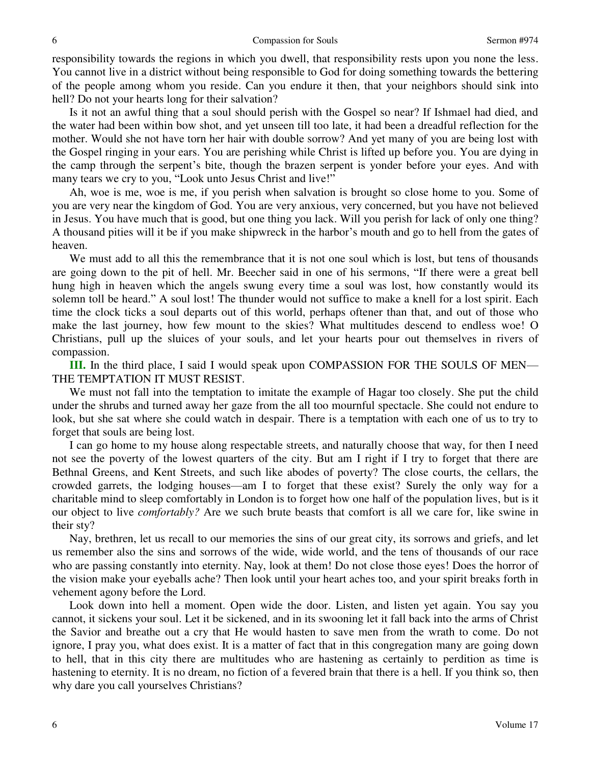responsibility towards the regions in which you dwell, that responsibility rests upon you none the less. You cannot live in a district without being responsible to God for doing something towards the bettering of the people among whom you reside. Can you endure it then, that your neighbors should sink into hell? Do not your hearts long for their salvation?

Is it not an awful thing that a soul should perish with the Gospel so near? If Ishmael had died, and the water had been within bow shot, and yet unseen till too late, it had been a dreadful reflection for the mother. Would she not have torn her hair with double sorrow? And yet many of you are being lost with the Gospel ringing in your ears. You are perishing while Christ is lifted up before you. You are dying in the camp through the serpent's bite, though the brazen serpent is yonder before your eyes. And with many tears we cry to you, "Look unto Jesus Christ and live!"

Ah, woe is me, woe is me, if you perish when salvation is brought so close home to you. Some of you are very near the kingdom of God. You are very anxious, very concerned, but you have not believed in Jesus. You have much that is good, but one thing you lack. Will you perish for lack of only one thing? A thousand pities will it be if you make shipwreck in the harbor's mouth and go to hell from the gates of heaven.

We must add to all this the remembrance that it is not one soul which is lost, but tens of thousands are going down to the pit of hell. Mr. Beecher said in one of his sermons, "If there were a great bell hung high in heaven which the angels swung every time a soul was lost, how constantly would its solemn toll be heard." A soul lost! The thunder would not suffice to make a knell for a lost spirit. Each time the clock ticks a soul departs out of this world, perhaps oftener than that, and out of those who make the last journey, how few mount to the skies? What multitudes descend to endless woe! O Christians, pull up the sluices of your souls, and let your hearts pour out themselves in rivers of compassion.

**III.** In the third place, I said I would speak upon COMPASSION FOR THE SOULS OF MEN—THE TEMPTATION IT MUST RESIST.

We must not fall into the temptation to imitate the example of Hagar too closely. She put the child under the shrubs and turned away her gaze from the all too mournful spectacle. She could not endure to look, but she sat where she could watch in despair. There is a temptation with each one of us to try to forget that souls are being lost.

I can go home to my house along respectable streets, and naturally choose that way, for then I need not see the poverty of the lowest quarters of the city. But am I right if I try to forget that there are Bethnal Greens, and Kent Streets, and such like abodes of poverty? The close courts, the cellars, the crowded garrets, the lodging houses—am I to forget that these exist? Surely the only way for a charitable mind to sleep comfortably in London is to forget how one half of the population lives, but is it our object to live *comfortably?* Are we such brute beasts that comfort is all we care for, like swine in their sty?

Nay, brethren, let us recall to our memories the sins of our great city, its sorrows and griefs, and let us remember also the sins and sorrows of the wide, wide world, and the tens of thousands of our race who are passing constantly into eternity. Nay, look at them! Do not close those eyes! Does the horror of the vision make your eyeballs ache? Then look until your heart aches too, and your spirit breaks forth in vehement agony before the Lord.

Look down into hell a moment. Open wide the door. Listen, and listen yet again. You say you cannot, it sickens your soul. Let it be sickened, and in its swooning let it fall back into the arms of Christ the Savior and breathe out a cry that He would hasten to save men from the wrath to come. Do not ignore, I pray you, what does exist. It is a matter of fact that in this congregation many are going down to hell, that in this city there are multitudes who are hastening as certainly to perdition as time is hastening to eternity. It is no dream, no fiction of a fevered brain that there is a hell. If you think so, then why dare you call yourselves Christians?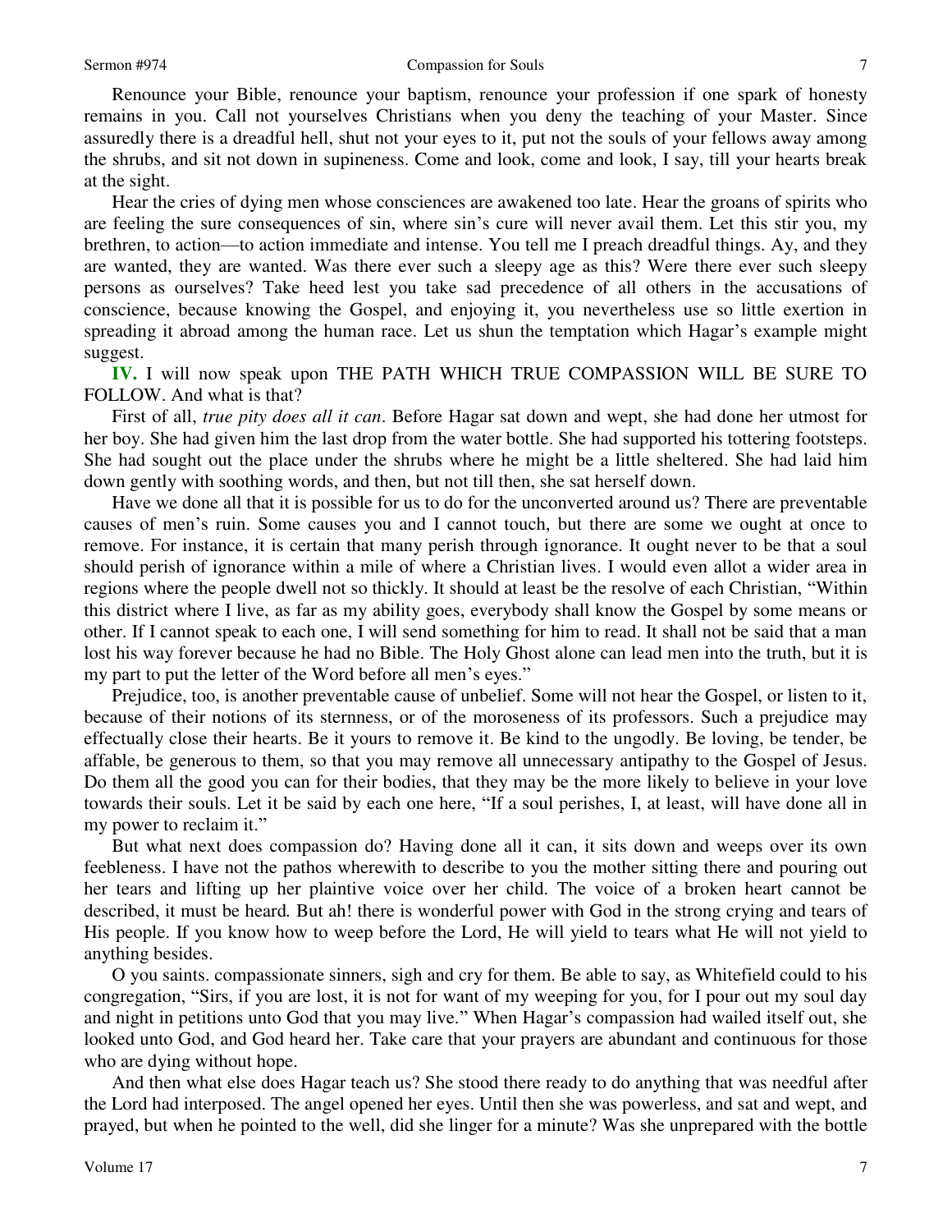Renounce your Bible, renounce your baptism, renounce your profession if one spark of honesty remains in you. Call not yourselves Christians when you deny the teaching of your Master. Since assuredly there is a dreadful hell, shut not your eyes to it, put not the souls of your fellows away among the shrubs, and sit not down in supineness. Come and look, come and look, I say, till your hearts break at the sight.

Hear the cries of dying men whose consciences are awakened too late. Hear the groans of spirits who are feeling the sure consequences of sin, where sin's cure will never avail them. Let this stir you, my brethren, to action—to action immediate and intense. You tell me I preach dreadful things. Ay, and they are wanted, they are wanted. Was there ever such a sleepy age as this? Were there ever such sleepy persons as ourselves? Take heed lest you take sad precedence of all others in the accusations of conscience, because knowing the Gospel, and enjoying it, you nevertheless use so little exertion in spreading it abroad among the human race. Let us shun the temptation which Hagar's example might suggest.

**IV.** I will now speak upon THE PATH WHICH TRUE COMPASSION WILL BE SURE TO FOLLOW. And what is that?

First of all, *true pity does all it can*. Before Hagar sat down and wept, she had done her utmost for her boy. She had given him the last drop from the water bottle. She had supported his tottering footsteps. She had sought out the place under the shrubs where he might be a little sheltered. She had laid him down gently with soothing words, and then, but not till then, she sat herself down.

Have we done all that it is possible for us to do for the unconverted around us? There are preventable causes of men's ruin. Some causes you and I cannot touch, but there are some we ought at once to remove. For instance, it is certain that many perish through ignorance. It ought never to be that a soul should perish of ignorance within a mile of where a Christian lives. I would even allot a wider area in regions where the people dwell not so thickly. It should at least be the resolve of each Christian, "Within this district where I live, as far as my ability goes, everybody shall know the Gospel by some means or other. If I cannot speak to each one, I will send something for him to read. It shall not be said that a man lost his way forever because he had no Bible. The Holy Ghost alone can lead men into the truth, but it is my part to put the letter of the Word before all men's eyes."

Prejudice, too, is another preventable cause of unbelief. Some will not hear the Gospel, or listen to it, because of their notions of its sternness, or of the moroseness of its professors. Such a prejudice may effectually close their hearts. Be it yours to remove it. Be kind to the ungodly. Be loving, be tender, be affable, be generous to them, so that you may remove all unnecessary antipathy to the Gospel of Jesus. Do them all the good you can for their bodies, that they may be the more likely to believe in your love towards their souls. Let it be said by each one here, "If a soul perishes, I, at least, will have done all in my power to reclaim it."

But what next does compassion do? Having done all it can, it sits down and weeps over its own feebleness. I have not the pathos wherewith to describe to you the mother sitting there and pouring out her tears and lifting up her plaintive voice over her child. The voice of a broken heart cannot be described, it must be heard. But ah! there is wonderful power with God in the strong crying and tears of His people. If you know how to weep before the Lord, He will yield to tears what He will not yield to anything besides.

O you saints. compassionate sinners, sigh and cry for them. Be able to say, as Whitefield could to his congregation, "Sirs, if you are lost, it is not for want of my weeping for you, for I pour out my soul day and night in petitions unto God that you may live." When Hagar's compassion had wailed itself out, she looked unto God, and God heard her. Take care that your prayers are abundant and continuous for those who are dying without hope.

And then what else does Hagar teach us? She stood there ready to do anything that was needful after the Lord had interposed. The angel opened her eyes. Until then she was powerless, and sat and wept, and prayed, but when he pointed to the well, did she linger for a minute? Was she unprepared with the bottle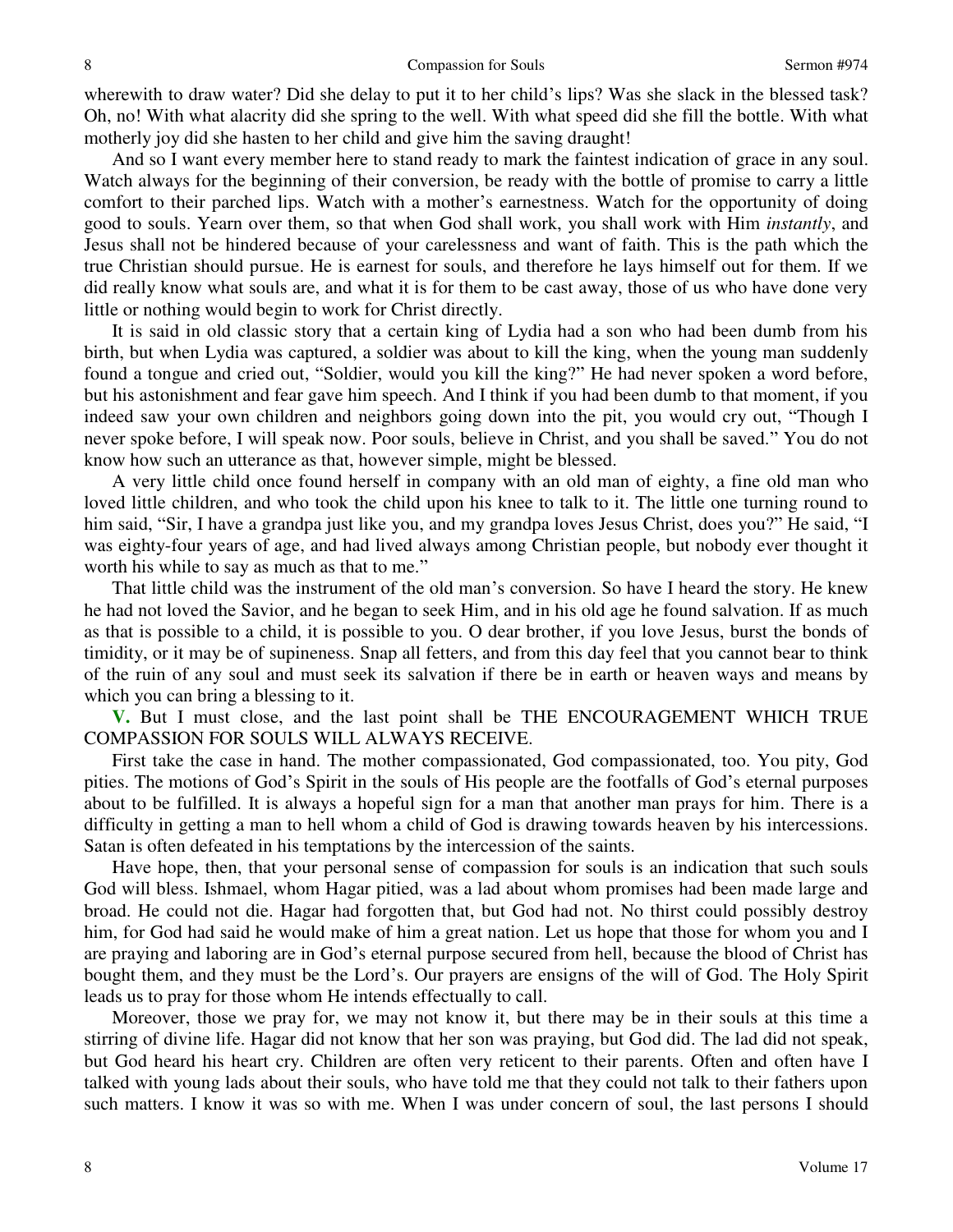wherewith to draw water? Did she delay to put it to her child's lips? Was she slack in the blessed task? Oh, no! With what alacrity did she spring to the well. With what speed did she fill the bottle. With what motherly joy did she hasten to her child and give him the saving draught!

And so I want every member here to stand ready to mark the faintest indication of grace in any soul. Watch always for the beginning of their conversion, be ready with the bottle of promise to carry a little comfort to their parched lips. Watch with a mother's earnestness. Watch for the opportunity of doing good to souls. Yearn over them, so that when God shall work, you shall work with Him *instantly*, and Jesus shall not be hindered because of your carelessness and want of faith. This is the path which the true Christian should pursue. He is earnest for souls, and therefore he lays himself out for them. If we did really know what souls are, and what it is for them to be cast away, those of us who have done very little or nothing would begin to work for Christ directly.

It is said in old classic story that a certain king of Lydia had a son who had been dumb from his birth, but when Lydia was captured, a soldier was about to kill the king, when the young man suddenly found a tongue and cried out, "Soldier, would you kill the king?" He had never spoken a word before, but his astonishment and fear gave him speech. And I think if you had been dumb to that moment, if you indeed saw your own children and neighbors going down into the pit, you would cry out, "Though I never spoke before, I will speak now. Poor souls, believe in Christ, and you shall be saved." You do not know how such an utterance as that, however simple, might be blessed.

A very little child once found herself in company with an old man of eighty, a fine old man who loved little children, and who took the child upon his knee to talk to it. The little one turning round to him said, "Sir, I have a grandpa just like you, and my grandpa loves Jesus Christ, does you?" He said, "I was eighty-four years of age, and had lived always among Christian people, but nobody ever thought it worth his while to say as much as that to me."

That little child was the instrument of the old man's conversion. So have I heard the story. He knew he had not loved the Savior, and he began to seek Him, and in his old age he found salvation. If as much as that is possible to a child, it is possible to you. O dear brother, if you love Jesus, burst the bonds of timidity, or it may be of supineness. Snap all fetters, and from this day feel that you cannot bear to think of the ruin of any soul and must seek its salvation if there be in earth or heaven ways and means by which you can bring a blessing to it.

**V.** But I must close, and the last point shall be THE ENCOURAGEMENT WHICH TRUE COMPASSION FOR SOULS WILL ALWAYS RECEIVE.

First take the case in hand. The mother compassionated, God compassionated, too. You pity, God pities. The motions of God's Spirit in the souls of His people are the footfalls of God's eternal purposes about to be fulfilled. It is always a hopeful sign for a man that another man prays for him. There is a difficulty in getting a man to hell whom a child of God is drawing towards heaven by his intercessions. Satan is often defeated in his temptations by the intercession of the saints.

Have hope, then, that your personal sense of compassion for souls is an indication that such souls God will bless. Ishmael, whom Hagar pitied, was a lad about whom promises had been made large and broad. He could not die. Hagar had forgotten that, but God had not. No thirst could possibly destroy him, for God had said he would make of him a great nation. Let us hope that those for whom you and I are praying and laboring are in God's eternal purpose secured from hell, because the blood of Christ has bought them, and they must be the Lord's. Our prayers are ensigns of the will of God. The Holy Spirit leads us to pray for those whom He intends effectually to call.

Moreover, those we pray for, we may not know it, but there may be in their souls at this time a stirring of divine life. Hagar did not know that her son was praying, but God did. The lad did not speak, but God heard his heart cry. Children are often very reticent to their parents. Often and often have I talked with young lads about their souls, who have told me that they could not talk to their fathers upon such matters. I know it was so with me. When I was under concern of soul, the last persons I should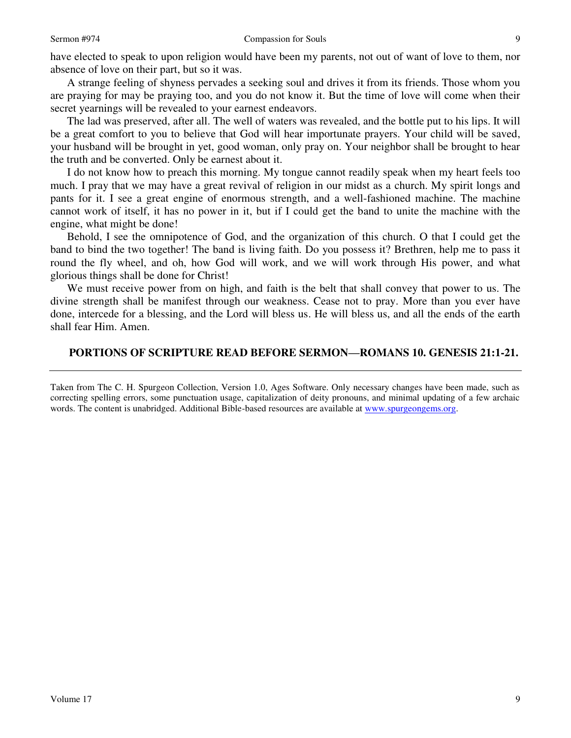have elected to speak to upon religion would have been my parents, not out of want of love to them, nor absence of love on their part, but so it was.

A strange feeling of shyness pervades a seeking soul and drives it from its friends. Those whom you are praying for may be praying too, and you do not know it. But the time of love will come when their secret yearnings will be revealed to your earnest endeavors.

The lad was preserved, after all. The well of waters was revealed, and the bottle put to his lips. It will be a great comfort to you to believe that God will hear importunate prayers. Your child will be saved, your husband will be brought in yet, good woman, only pray on. Your neighbor shall be brought to hear the truth and be converted. Only be earnest about it.

I do not know how to preach this morning. My tongue cannot readily speak when my heart feels too much. I pray that we may have a great revival of religion in our midst as a church. My spirit longs and pants for it. I see a great engine of enormous strength, and a well-fashioned machine. The machine cannot work of itself, it has no power in it, but if I could get the band to unite the machine with the engine, what might be done!

Behold, I see the omnipotence of God, and the organization of this church. O that I could get the band to bind the two together! The band is living faith. Do you possess it? Brethren, help me to pass it round the fly wheel, and oh, how God will work, and we will work through His power, and what glorious things shall be done for Christ!

We must receive power from on high, and faith is the belt that shall convey that power to us. The divine strength shall be manifest through our weakness. Cease not to pray. More than you ever have done, intercede for a blessing, and the Lord will bless us. He will bless us, and all the ends of the earth shall fear Him. Amen.

**PORTIONS OF SCRIPTURE READ BEFORE SERMON—ROMANS 10. GENESIS 21:1-21.**

---

Taken from The C. H. Spurgeon Collection, Version 1.0, Ages Software. Only necessary changes have been made, such as correcting spelling errors, some punctuation usage, capitalization of deity pronouns, and minimal updating of a few archaic words. The content is unabridged. Additional Bible-based resources are available at www.spurgeongems.org.